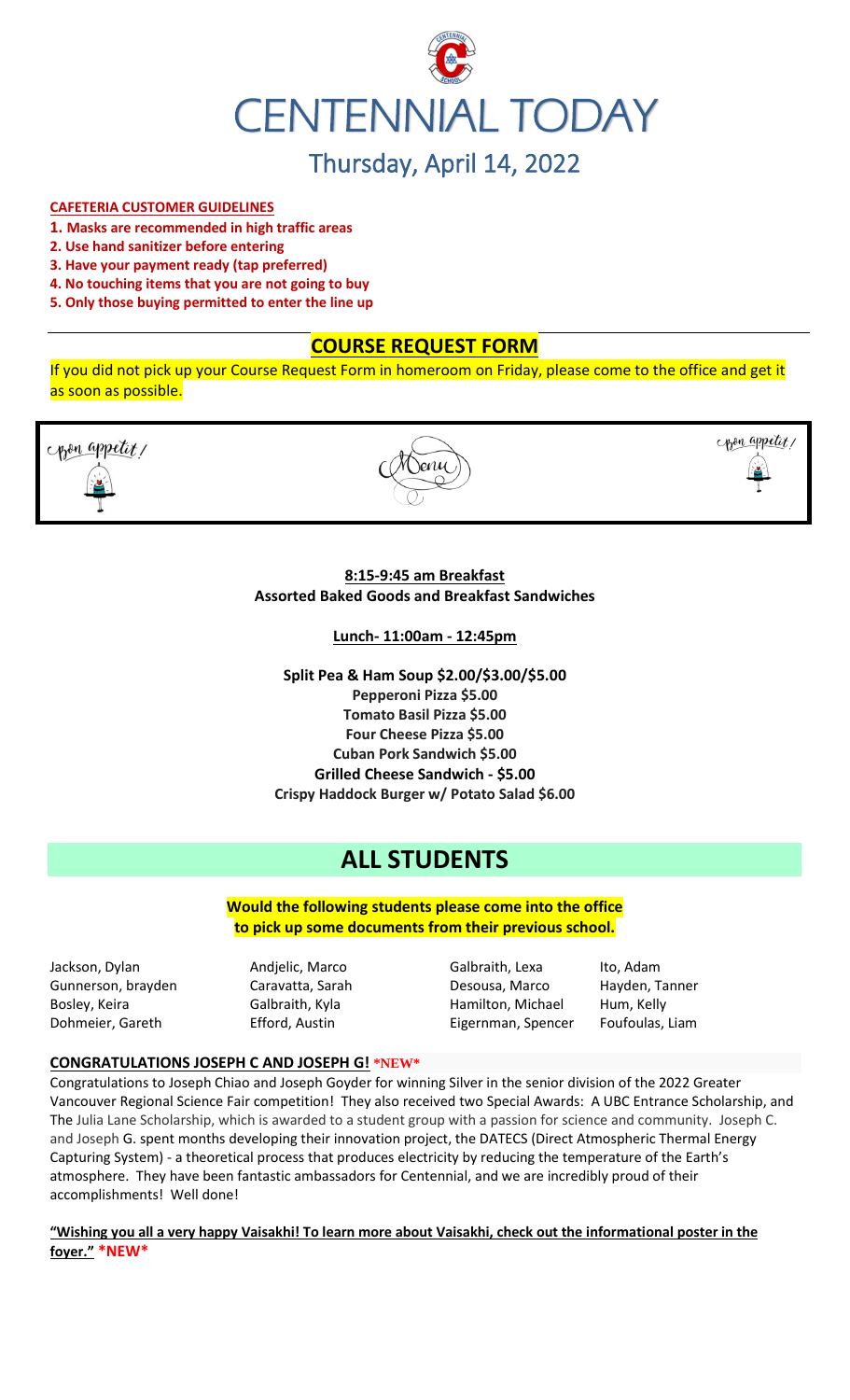# CENTENNIAL TODAY

## Thursday, April 14, 2022

**CAFETERIA CUSTOMER GUIDELINES**

1. **Masks are recommended in high traffic areas**
2. **Use hand sanitizer before entering**
3. **Have your payment ready (tap preferred)**
4. **No touching items that you are not going to buy**
5. **Only those buying permitted to enter the line up**

## COURSE REQUEST FORM

If you did not pick up your Course Request Form in homeroom on Friday, please come to the office and get it as soon as possible.

Bon appetit! Menu Bon appetit!

**8:15-9:45 am Breakfast**
**Assorted Baked Goods and Breakfast Sandwiches**

**Lunch- 11:00am - 12:45pm**

**Split Pea & Ham Soup $2.00/$3.00/$5.00**
**Pepperoni Pizza $5.00**
**Tomato Basil Pizza $5.00**
**Four Cheese Pizza $5.00**
**Cuban Pork Sandwich $5.00**
**Grilled Cheese Sandwich - $5.00**
**Crispy Haddock Burger w/ Potato Salad $6.00**

# ALL STUDENTS

**Would the following students please come into the office to pick up some documents from their previous school.**

| | | | |
|---|---|---|---|
| Jackson, Dylan | Andjelic, Marco | Galbraith, Lexa | Ito, Adam |
| Gunnerson, brayden | Caravatta, Sarah | Desousa, Marco | Hayden, Tanner |
| Bosley, Keira | Galbraith, Kyla | Hamilton, Michael | Hum, Kelly |
| Dohmeier, Gareth | Efford, Austin | Eigernman, Spencer | Foufoulas, Liam |

**CONGRATULATIONS JOSEPH C AND JOSEPH G! \*NEW\***

Congratulations to Joseph Chiao and Joseph Goyder for winning Silver in the senior division of the 2022 Greater Vancouver Regional Science Fair competition! They also received two Special Awards: A UBC Entrance Scholarship, and The Julia Lane Scholarship, which is awarded to a student group with a passion for science and community. Joseph C. and Joseph G. spent months developing their innovation project, the DATECS (Direct Atmospheric Thermal Energy Capturing System) - a theoretical process that produces electricity by reducing the temperature of the Earth's atmosphere. They have been fantastic ambassadors for Centennial, and we are incredibly proud of their accomplishments! Well done!

**"Wishing you all a very happy Vaisakhi! To learn more about Vaisakhi, check out the informational poster in the foyer." \*NEW\***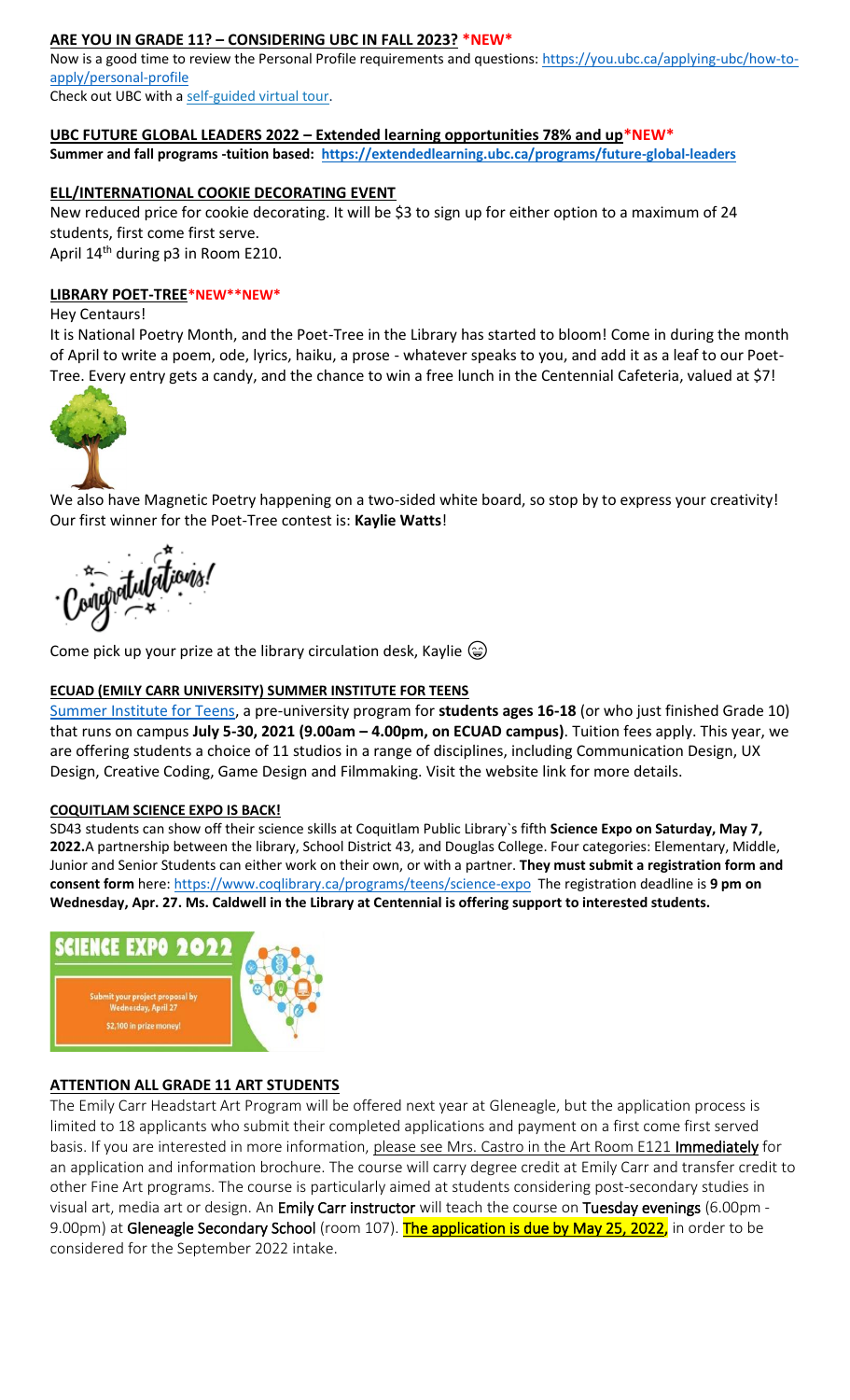**ARE YOU IN GRADE 11? – CONSIDERING UBC IN FALL 2023? *NEW***

Now is a good time to review the Personal Profile requirements and questions: https://you.ubc.ca/applying-ubc/how-to-apply/personal-profile

Check out UBC with a self-guided virtual tour.

**UBC FUTURE GLOBAL LEADERS 2022 – Extended learning opportunities 78% and up*NEW***

**Summer and fall programs -tuition based: https://extendedlearning.ubc.ca/programs/future-global-leaders**

**ELL/INTERNATIONAL COOKIE DECORATING EVENT**

New reduced price for cookie decorating. It will be $3 to sign up for either option to a maximum of 24 students, first come first serve.

April 14th during p3 in Room E210.

**LIBRARY POET-TREE*NEW**NEW***

Hey Centaurs!

It is National Poetry Month, and the Poet-Tree in the Library has started to bloom! Come in during the month of April to write a poem, ode, lyrics, haiku, a prose - whatever speaks to you, and add it as a leaf to our Poet-Tree. Every entry gets a candy, and the chance to win a free lunch in the Centennial Cafeteria, valued at $7!

We also have Magnetic Poetry happening on a two-sided white board, so stop by to express your creativity! Our first winner for the Poet-Tree contest is: **Kaylie Watts**!

Congratulations!

Come pick up your prize at the library circulation desk, Kaylie 😊

**ECUAD (EMILY CARR UNIVERSITY) SUMMER INSTITUTE FOR TEENS**

Summer Institute for Teens, a pre-university program for **students ages 16-18** (or who just finished Grade 10) that runs on campus **July 5-30, 2021 (9.00am – 4.00pm, on ECUAD campus)**. Tuition fees apply. This year, we are offering students a choice of 11 studios in a range of disciplines, including Communication Design, UX Design, Creative Coding, Game Design and Filmmaking. Visit the website link for more details.

**COQUITLAM SCIENCE EXPO IS BACK!**

SD43 students can show off their science skills at Coquitlam Public Library`s fifth **Science Expo on Saturday, May 7, 2022.** A partnership between the library, School District 43, and Douglas College. Four categories: Elementary, Middle, Junior and Senior Students can either work on their own, or with a partner. **They must submit a registration form and consent form** here: https://www.coqlibrary.ca/programs/teens/science-expo The registration deadline is **9 pm on Wednesday, Apr. 27. Ms. Caldwell in the Library at Centennial is offering support to interested students.**

SCIENCE EXPO 2022

Submit your project proposal by Wednesday, April 27

$2,100 in prize money!

**ATTENTION ALL GRADE 11 ART STUDENTS**

The Emily Carr Headstart Art Program will be offered next year at Gleneagle, but the application process is limited to 18 applicants who submit their completed applications and payment on a first come first served basis. If you are interested in more information, please see Mrs. Castro in the Art Room E121 **Immediately** for an application and information brochure. The course will carry degree credit at Emily Carr and transfer credit to other Fine Art programs. The course is particularly aimed at students considering post-secondary studies in visual art, media art or design. An **Emily Carr instructor** will teach the course on **Tuesday evenings** (6.00pm - 9.00pm) at **Gleneagle Secondary School** (room 107). **The application is due by May 25, 2022,** in order to be considered for the September 2022 intake.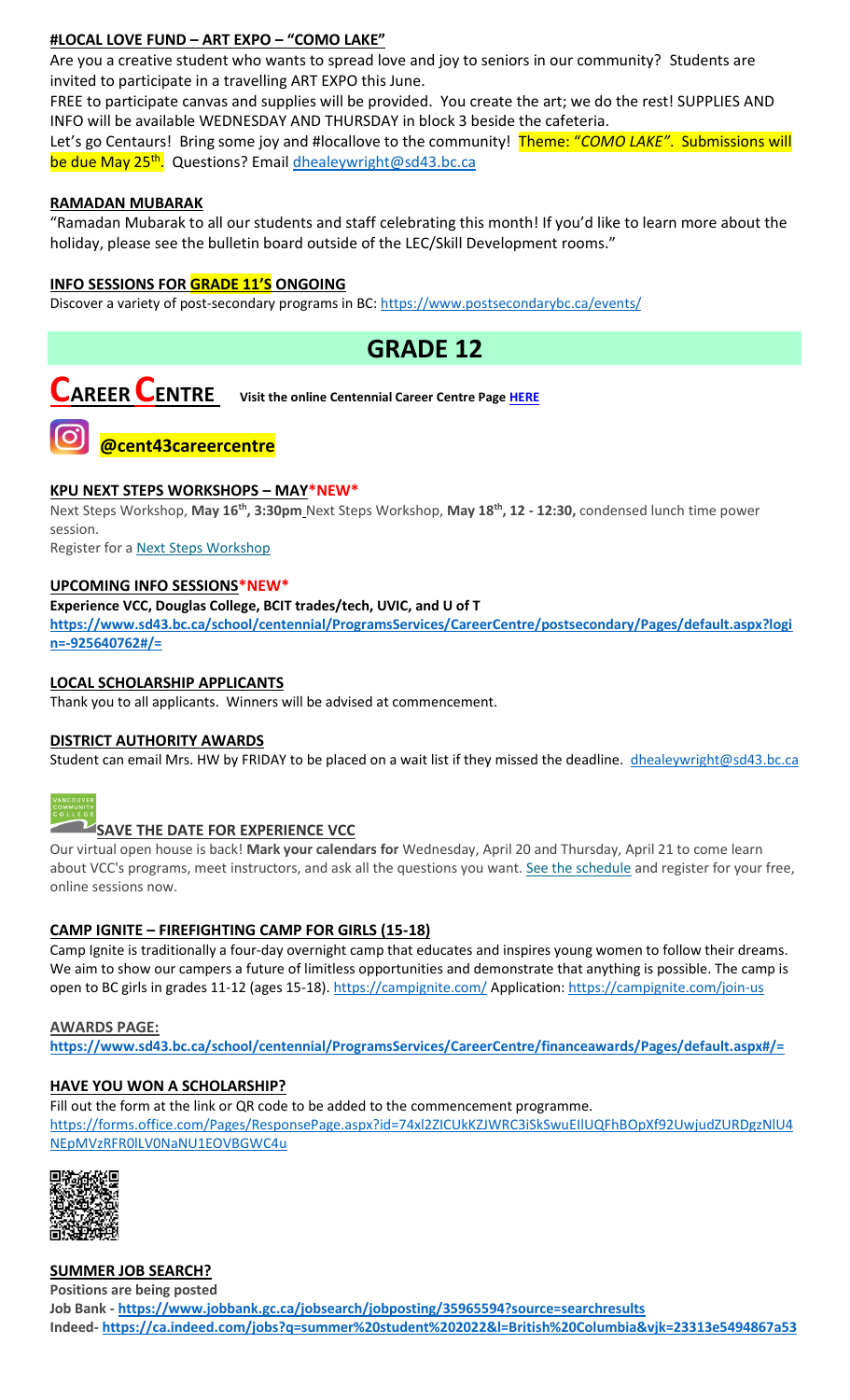### #LOCAL LOVE FUND – ART EXPO – "COMO LAKE"

Are you a creative student who wants to spread love and joy to seniors in our community? Students are invited to participate in a travelling ART EXPO this June.

FREE to participate canvas and supplies will be provided. You create the art; we do the rest! SUPPLIES AND INFO will be available WEDNESDAY AND THURSDAY in block 3 beside the cafeteria.

Let's go Centaurs! Bring some joy and #locallove to the community! Theme: "*COMO LAKE"*. Submissions will be due May 25th. Questions? Email dhealeywright@sd43.bc.ca

### RAMADAN MUBARAK

"Ramadan Mubarak to all our students and staff celebrating this month! If you'd like to learn more about the holiday, please see the bulletin board outside of the LEC/Skill Development rooms."

### INFO SESSIONS FOR GRADE 11'S ONGOING

Discover a variety of post-secondary programs in BC: https://www.postsecondarybc.ca/events/

# GRADE 12

## CAREER CENTRE

**Visit the online Centennial Career Centre Page HERE**

**@cent43careercentre**

### KPU NEXT STEPS WORKSHOPS – MAY*NEW*

Next Steps Workshop, **May 16th, 3:30pm** Next Steps Workshop, **May 18th, 12 - 12:30,** condensed lunch time power session.

Register for a Next Steps Workshop

### UPCOMING INFO SESSIONS*NEW*

**Experience VCC, Douglas College, BCIT trades/tech, UVIC, and U of T**

**https://www.sd43.bc.ca/school/centennial/ProgramsServices/CareerCentre/postsecondary/Pages/default.aspx?login=-925640762#/=**

### LOCAL SCHOLARSHIP APPLICANTS

Thank you to all applicants. Winners will be advised at commencement.

### DISTRICT AUTHORITY AWARDS

Student can email Mrs. HW by FRIDAY to be placed on a wait list if they missed the deadline. dhealeywright@sd43.bc.ca

### SAVE THE DATE FOR EXPERIENCE VCC

Our virtual open house is back! **Mark your calendars for** Wednesday, April 20 and Thursday, April 21 to come learn about VCC's programs, meet instructors, and ask all the questions you want. See the schedule and register for your free, online sessions now.

### CAMP IGNITE – FIREFIGHTING CAMP FOR GIRLS (15-18)

Camp Ignite is traditionally a four-day overnight camp that educates and inspires young women to follow their dreams. We aim to show our campers a future of limitless opportunities and demonstrate that anything is possible. The camp is open to BC girls in grades 11-12 (ages 15-18). https://campignite.com/ Application: https://campignite.com/join-us

### AWARDS PAGE:

**https://www.sd43.bc.ca/school/centennial/ProgramsServices/CareerCentre/financeawards/Pages/default.aspx#/=**

### HAVE YOU WON A SCHOLARSHIP?

Fill out the form at the link or QR code to be added to the commencement programme.
https://forms.office.com/Pages/ResponsePage.aspx?id=74xl2ZICUkKZJWRC3iSkSwuEIlUQFhBOpXf92UwjudZURDgzNlU4NEpMVzRFR0lLV0NaNU1EOVBGWC4u

### SUMMER JOB SEARCH?

**Positions are being posted**

**Job Bank - https://www.jobbank.gc.ca/jobsearch/jobposting/35965594?source=searchresults**

**Indeed- https://ca.indeed.com/jobs?q=summer%20student%202022&l=British%20Columbia&vjk=23313e5494867a53**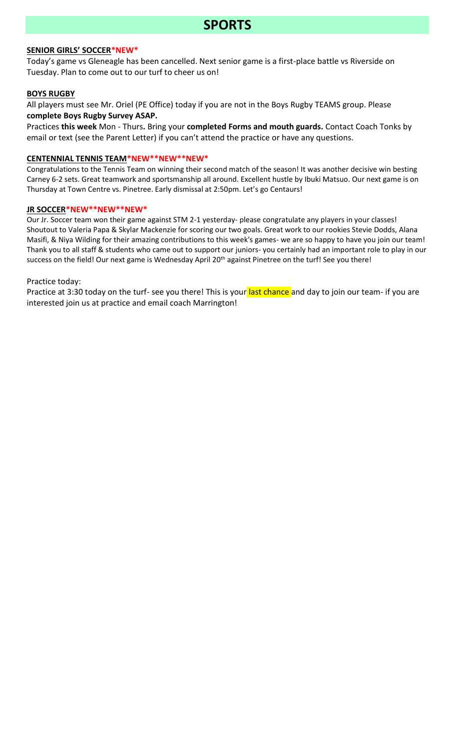# SPORTS

**SENIOR GIRLS' SOCCER*NEW***

Today's game vs Gleneagle has been cancelled. Next senior game is a first-place battle vs Riverside on Tuesday. Plan to come out to our turf to cheer us on!

**BOYS RUGBY**

All players must see Mr. Oriel (PE Office) today if you are not in the Boys Rugby TEAMS group. Please **complete Boys Rugby Survey ASAP.**

Practices **this week** Mon - Thurs**.** Bring your **completed Forms and mouth guards.** Contact Coach Tonks by email or text (see the Parent Letter) if you can't attend the practice or have any questions.

**CENTENNIAL TENNIS TEAM*NEW**NEW**NEW***

Congratulations to the Tennis Team on winning their second match of the season! It was another decisive win besting Carney 6-2 sets. Great teamwork and sportsmanship all around. Excellent hustle by Ibuki Matsuo. Our next game is on Thursday at Town Centre vs. Pinetree. Early dismissal at 2:50pm. Let's go Centaurs!

**JR SOCCER*NEW**NEW**NEW***

Our Jr. Soccer team won their game against STM 2-1 yesterday- please congratulate any players in your classes! Shoutout to Valeria Papa & Skylar Mackenzie for scoring our two goals. Great work to our rookies Stevie Dodds, Alana Masifi, & Niya Wilding for their amazing contributions to this week's games- we are so happy to have you join our team! Thank you to all staff & students who came out to support our juniors- you certainly had an important role to play in our success on the field! Our next game is Wednesday April 20th against Pinetree on the turf! See you there!

Practice today:

Practice at 3:30 today on the turf- see you there! This is your last chance and day to join our team- if you are interested join us at practice and email coach Marrington!